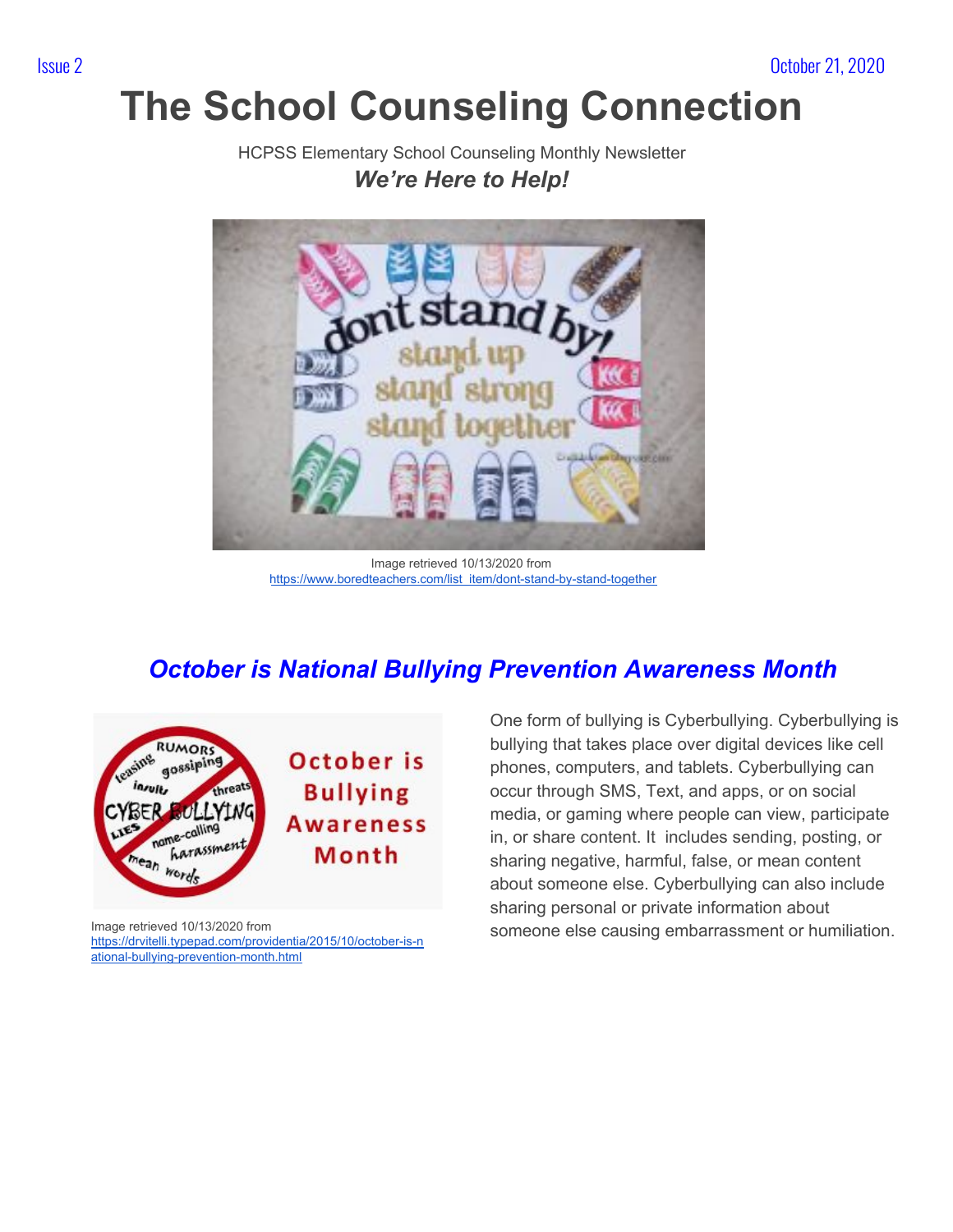Issue 2 October 21, 2020

# The School Counseling Connection

HCPSS Elementary School Counseling Monthly Newsletter

***We're Here to Help!***

Image retrieved 10/13/2020 from
https://www.boredteachers.com/list_item/dont-stand-by-stand-together

## *October is National Bullying Prevention Awareness Month*

Image retrieved 10/13/2020 from
https://drvitelli.typepad.com/providentia/2015/10/october-is-national-bullying-prevention-month.html

One form of bullying is Cyberbullying. Cyberbullying is bullying that takes place over digital devices like cell phones, computers, and tablets. Cyberbullying can occur through SMS, Text, and apps, or on social media, or gaming where people can view, participate in, or share content. It includes sending, posting, or sharing negative, harmful, false, or mean content about someone else. Cyberbullying can also include sharing personal or private information about someone else causing embarrassment or humiliation.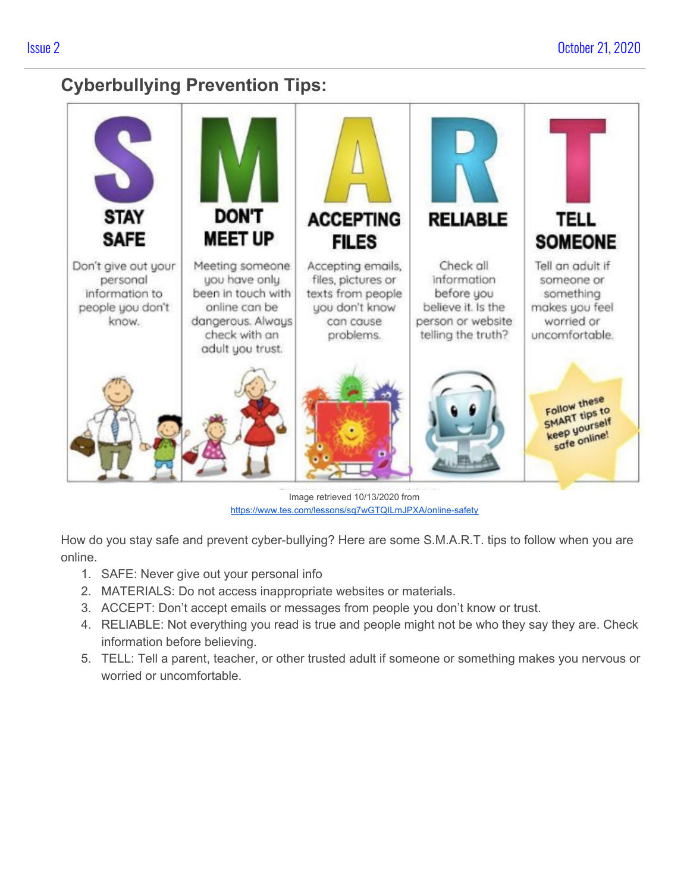## Cyberbullying Prevention Tips:

| STAY SAFE | DON'T MEET UP | ACCEPTING FILES | RELIABLE | TELL SOMEONE |
| --- | --- | --- | --- | --- |
| Don't give out your personal information to people you don't know. | Meeting someone you have only been in touch with online can be dangerous. Always check with an adult you trust. | Accepting emails, files, pictures or texts from people you don't know can cause problems. | Check all information before you believe it. Is the person or website telling the truth? | Tell an adult if someone or something makes you feel worried or uncomfortable. |

Follow these SMART tips to keep yourself safe online!

Image retrieved 10/13/2020 from
https://www.tes.com/lessons/sq7wGTQILmJPXA/online-safety

How do you stay safe and prevent cyber-bullying? Here are some S.M.A.R.T. tips to follow when you are online.

1. SAFE: Never give out your personal info
2. MATERIALS: Do not access inappropriate websites or materials.
3. ACCEPT: Don't accept emails or messages from people you don't know or trust.
4. RELIABLE: Not everything you read is true and people might not be who they say they are. Check information before believing.
5. TELL: Tell a parent, teacher, or other trusted adult if someone or something makes you nervous or worried or uncomfortable.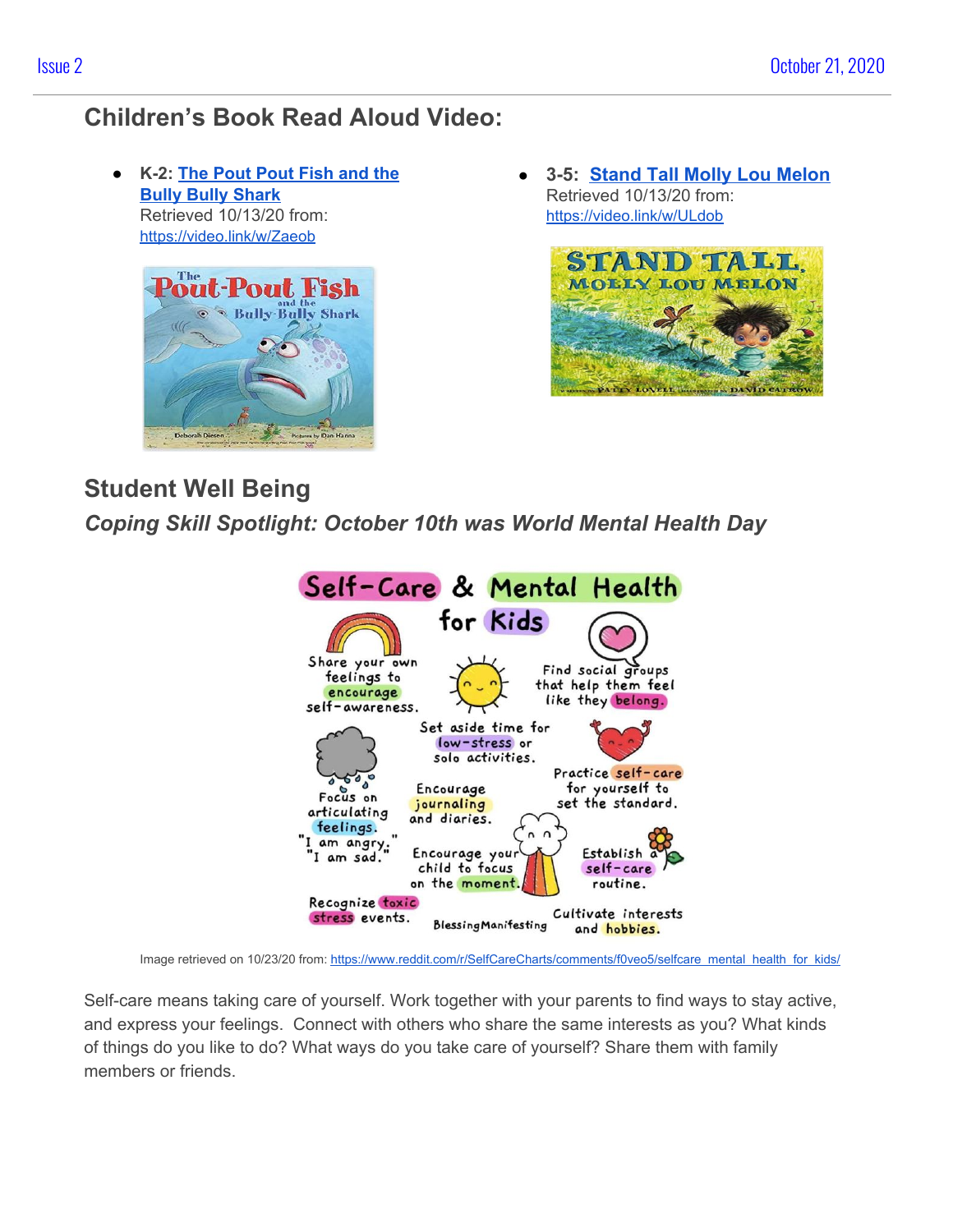## Children's Book Read Aloud Video:

- **K-2: [The Pout Pout Fish and the Bully Bully Shark](https://video.link/w/Zaeob)**
  Retrieved 10/13/20 from:
  https://video.link/w/Zaeob

- **3-5: [Stand Tall Molly Lou Melon](https://video.link/w/ULdob)**
  Retrieved 10/13/20 from:
  https://video.link/w/ULdob

## Student Well Being

### *Coping Skill Spotlight: October 10th was World Mental Health Day*

Image retrieved on 10/23/20 from: https://www.reddit.com/r/SelfCareCharts/comments/f0veo5/selfcare_mental_health_for_kids/

Self-care means taking care of yourself. Work together with your parents to find ways to stay active, and express your feelings. Connect with others who share the same interests as you? What kinds of things do you like to do? What ways do you take care of yourself? Share them with family members or friends.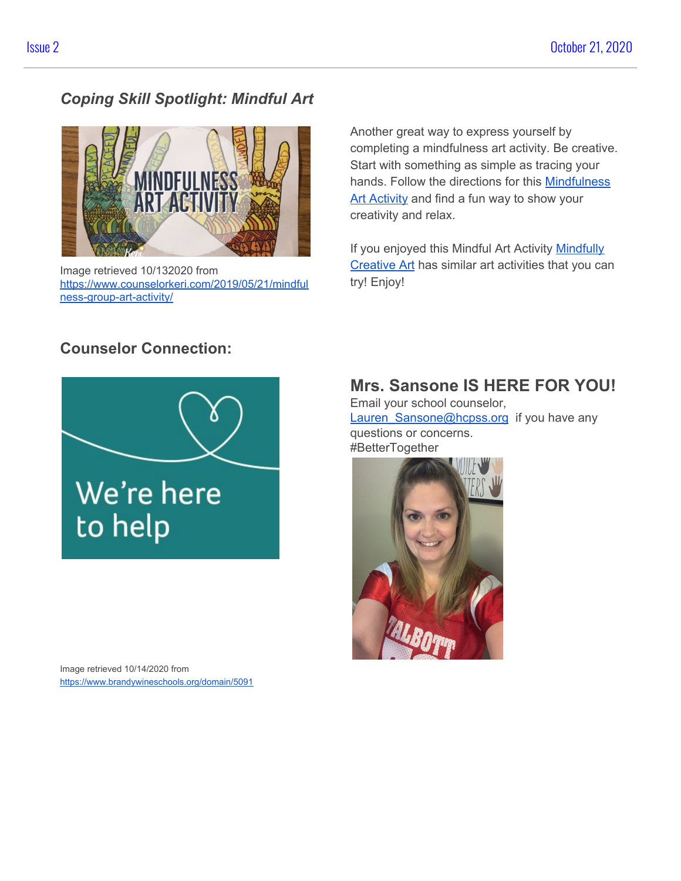### *Coping Skill Spotlight: Mindful Art*

Image retrieved 10/132020 from https://www.counselorkeri.com/2019/05/21/mindfulness-group-art-activity/

Another great way to express yourself by completing a mindfulness art activity. Be creative. Start with something as simple as tracing your hands. Follow the directions for this Mindfulness Art Activity and find a fun way to show your creativity and relax.

If you enjoyed this Mindful Art Activity Mindfully Creative Art has similar art activities that you can try! Enjoy!

### Counselor Connection:

Image retrieved 10/14/2020 from https://www.brandywineschools.org/domain/5091

## Mrs. Sansone IS HERE FOR YOU!

Email your school counselor, Lauren_Sansone@hcpss.org if you have any questions or concerns.
#BetterTogether